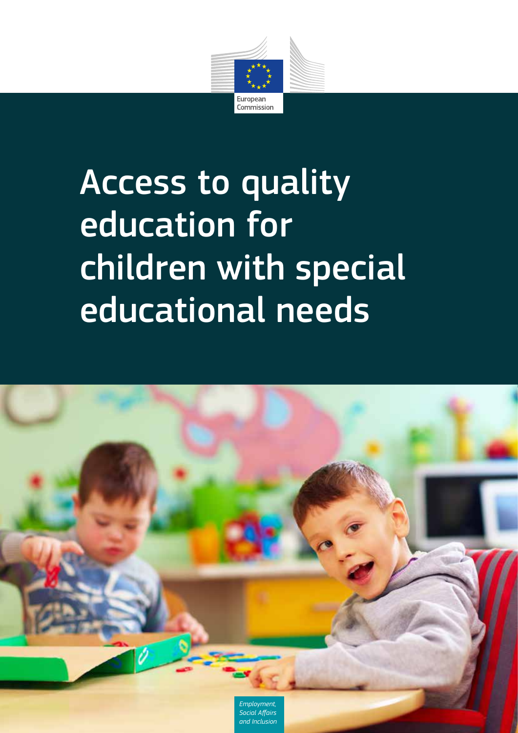European Commission

# Access to quality education for children with special educational needs

*Employment, Social Affairs and Inclusion*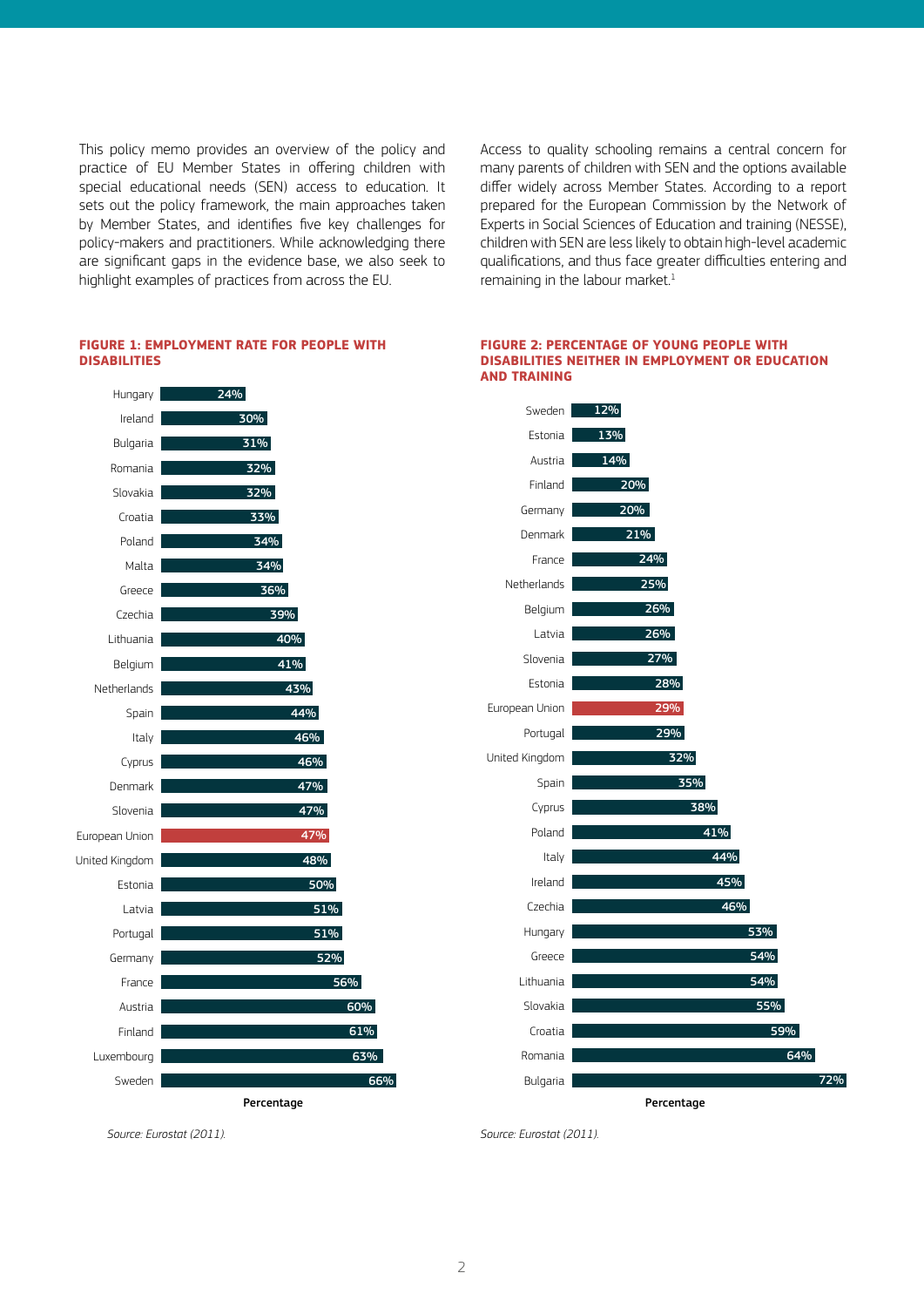This policy memo provides an overview of the policy and practice of EU Member States in offering children with special educational needs (SEN) access to education. It sets out the policy framework, the main approaches taken by Member States, and identifies five key challenges for policy-makers and practitioners. While acknowledging there are significant gaps in the evidence base, we also seek to highlight examples of practices from across the EU.

Access to quality schooling remains a central concern for many parents of children with SEN and the options available differ widely across Member States. According to a report prepared for the European Commission by the Network of Experts in Social Sciences of Education and training (NESSE), children with SEN are less likely to obtain high-level academic qualifications, and thus face greater difficulties entering and remaining in the labour market.[1]

#### FIGURE 1: EMPLOYMENT RATE FOR PEOPLE WITH DISABILITIES

| Country | Percentage |
|---|---|
| Hungary | 24% |
| Ireland | 30% |
| Bulgaria | 31% |
| Romania | 32% |
| Slovakia | 32% |
| Croatia | 33% |
| Poland | 34% |
| Malta | 34% |
| Greece | 36% |
| Czechia | 39% |
| Lithuania | 40% |
| Belgium | 41% |
| Netherlands | 43% |
| Spain | 44% |
| Italy | 46% |
| Cyprus | 46% |
| Denmark | 47% |
| Slovenia | 47% |
| European Union | 47% |
| United Kingdom | 48% |
| Estonia | 50% |
| Latvia | 51% |
| Portugal | 51% |
| Germany | 52% |
| France | 56% |
| Austria | 60% |
| Finland | 61% |
| Luxembourg | 63% |
| Sweden | 66% |

*Source: Eurostat (2011).*

#### FIGURE 2: PERCENTAGE OF YOUNG PEOPLE WITH DISABILITIES NEITHER IN EMPLOYMENT OR EDUCATION AND TRAINING

| Country | Percentage |
|---|---|
| Sweden | 12% |
| Estonia | 13% |
| Austria | 14% |
| Finland | 20% |
| Germany | 20% |
| Denmark | 21% |
| France | 24% |
| Netherlands | 25% |
| Belgium | 26% |
| Latvia | 26% |
| Slovenia | 27% |
| Estonia | 28% |
| European Union | 29% |
| Portugal | 29% |
| United Kingdom | 32% |
| Spain | 35% |
| Cyprus | 38% |
| Poland | 41% |
| Italy | 44% |
| Ireland | 45% |
| Czechia | 46% |
| Hungary | 53% |
| Greece | 54% |
| Lithuania | 54% |
| Slovakia | 55% |
| Croatia | 59% |
| Romania | 64% |
| Bulgaria | 72% |

*Source: Eurostat (2011).*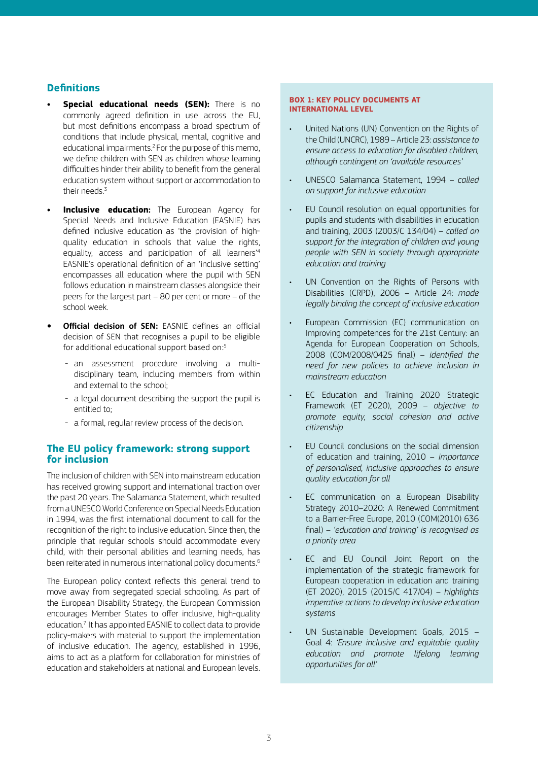## Definitions

- **Special educational needs (SEN):** There is no commonly agreed definition in use across the EU, but most definitions encompass a broad spectrum of conditions that include physical, mental, cognitive and educational impairments.[2] For the purpose of this memo, we define children with SEN as children whose learning difficulties hinder their ability to benefit from the general education system without support or accommodation to their needs.[3]

- **Inclusive education:** The European Agency for Special Needs and Inclusive Education (EASNIE) has defined inclusive education as 'the provision of high-quality education in schools that value the rights, equality, access and participation of all learners'[4] EASNIE's operational definition of an 'inclusive setting' encompasses all education where the pupil with SEN follows education in mainstream classes alongside their peers for the largest part – 80 per cent or more – of the school week.

- **Official decision of SEN:** EASNIE defines an official decision of SEN that recognises a pupil to be eligible for additional educational support based on:[5]
  - an assessment procedure involving a multi-disciplinary team, including members from within and external to the school;
  - a legal document describing the support the pupil is entitled to;
  - a formal, regular review process of the decision.

## The EU policy framework: strong support for inclusion

The inclusion of children with SEN into mainstream education has received growing support and international traction over the past 20 years. The Salamanca Statement, which resulted from a UNESCO World Conference on Special Needs Education in 1994, was the first international document to call for the recognition of the right to inclusive education. Since then, the principle that regular schools should accommodate every child, with their personal abilities and learning needs, has been reiterated in numerous international policy documents.[6]

The European policy context reflects this general trend to move away from segregated special schooling. As part of the European Disability Strategy, the European Commission encourages Member States to offer inclusive, high-quality education.[7] It has appointed EASNIE to collect data to provide policy-makers with material to support the implementation of inclusive education. The agency, established in 1996, aims to act as a platform for collaboration for ministries of education and stakeholders at national and European levels.

### BOX 1: KEY POLICY DOCUMENTS AT INTERNATIONAL LEVEL

- United Nations (UN) Convention on the Rights of the Child (UNCRC), 1989 – Article 23: *assistance to ensure access to education for disabled children, although contingent on 'available resources'*
- UNESCO Salamanca Statement, 1994 – *called on support for inclusive education*
- EU Council resolution on equal opportunities for pupils and students with disabilities in education and training, 2003 (2003/C 134/04) – *called on support for the integration of children and young people with SEN in society through appropriate education and training*
- UN Convention on the Rights of Persons with Disabilities (CRPD), 2006 – Article 24: *made legally binding the concept of inclusive education*
- European Commission (EC) communication on Improving competences for the 21st Century: an Agenda for European Cooperation on Schools, 2008 (COM/2008/0425 final) – *identified the need for new policies to achieve inclusion in mainstream education*
- EC Education and Training 2020 Strategic Framework (ET 2020), 2009 – *objective to promote equity, social cohesion and active citizenship*
- EU Council conclusions on the social dimension of education and training, 2010 – *importance of personalised, inclusive approaches to ensure quality education for all*
- EC communication on a European Disability Strategy 2010–2020: A Renewed Commitment to a Barrier-Free Europe, 2010 (COM(2010) 636 final) – *'education and training' is recognised as a priority area*
- EC and EU Council Joint Report on the implementation of the strategic framework for European cooperation in education and training (ET 2020), 2015 (2015/C 417/04) – *highlights imperative actions to develop inclusive education systems*
- UN Sustainable Development Goals, 2015 – Goal 4: *'Ensure inclusive and equitable quality education and promote lifelong learning opportunities for all'*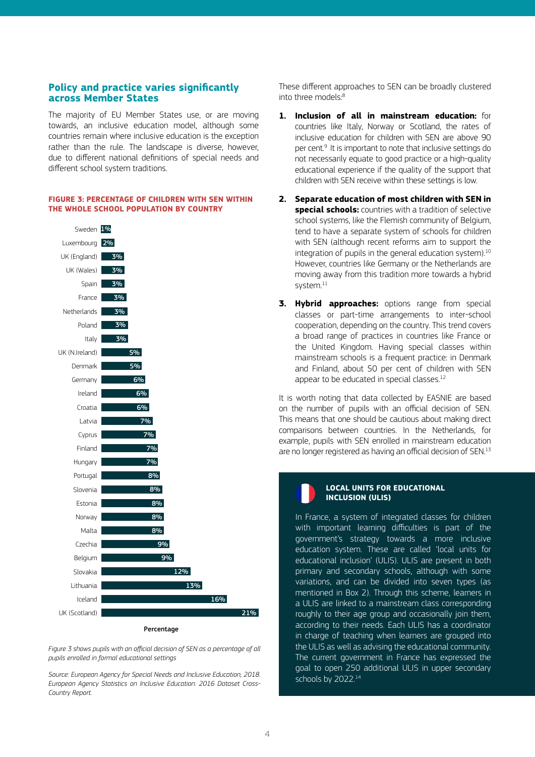## Policy and practice varies significantly across Member States

The majority of EU Member States use, or are moving towards, an inclusive education model, although some countries remain where inclusive education is the exception rather than the rule. The landscape is diverse, however, due to different national definitions of special needs and different school system traditions.

**FIGURE 3: PERCENTAGE OF CHILDREN WITH SEN WITHIN THE WHOLE SCHOOL POPULATION BY COUNTRY**

| Country | Percentage |
|---|---|
| Sweden | 1% |
| Luxembourg | 2% |
| UK (England) | 3% |
| UK (Wales) | 3% |
| Spain | 3% |
| France | 3% |
| Netherlands | 3% |
| Poland | 3% |
| Italy | 3% |
| UK (N.Ireland) | 5% |
| Denmark | 5% |
| Germany | 6% |
| Ireland | 6% |
| Croatia | 6% |
| Latvia | 7% |
| Cyprus | 7% |
| Finland | 7% |
| Hungary | 7% |
| Portugal | 8% |
| Slovenia | 8% |
| Estonia | 8% |
| Norway | 8% |
| Malta | 8% |
| Czechia | 9% |
| Belgium | 9% |
| Slovakia | 12% |
| Lithuania | 13% |
| Iceland | 16% |
| UK (Scotland) | 21% |

*Figure 3 shows pupils with an official decision of SEN as a percentage of all pupils enrolled in formal educational settings*

*Source: European Agency for Special Needs and Inclusive Education, 2018. European Agency Statistics on Inclusive Education: 2016 Dataset Cross-Country Report.*

These different approaches to SEN can be broadly clustered into three models:[8]

1. **Inclusion of all in mainstream education:** for countries like Italy, Norway or Scotland, the rates of inclusive education for children with SEN are above 90 per cent.[9] It is important to note that inclusive settings do not necessarily equate to good practice or a high-quality educational experience if the quality of the support that children with SEN receive within these settings is low.

2. **Separate education of most children with SEN in special schools:** countries with a tradition of selective school systems, like the Flemish community of Belgium, tend to have a separate system of schools for children with SEN (although recent reforms aim to support the integration of pupils in the general education system).[10] However, countries like Germany or the Netherlands are moving away from this tradition more towards a hybrid system.[11]

3. **Hybrid approaches:** options range from special classes or part-time arrangements to inter-school cooperation, depending on the country. This trend covers a broad range of practices in countries like France or the United Kingdom. Having special classes within mainstream schools is a frequent practice: in Denmark and Finland, about 50 per cent of children with SEN appear to be educated in special classes.[12]

It is worth noting that data collected by EASNIE are based on the number of pupils with an official decision of SEN. This means that one should be cautious about making direct comparisons between countries. In the Netherlands, for example, pupils with SEN enrolled in mainstream education are no longer registered as having an official decision of SEN.[13]

### LOCAL UNITS FOR EDUCATIONAL INCLUSION (ULIS)

In France, a system of integrated classes for children with important learning difficulties is part of the government's strategy towards a more inclusive education system. These are called 'local units for educational inclusion' (ULIS). ULIS are present in both primary and secondary schools, although with some variations, and can be divided into seven types (as mentioned in Box 2). Through this scheme, learners in a ULIS are linked to a mainstream class corresponding roughly to their age group and occasionally join them, according to their needs. Each ULIS has a coordinator in charge of teaching when learners are grouped into the ULIS as well as advising the educational community. The current government in France has expressed the goal to open 250 additional ULIS in upper secondary schools by 2022.[14]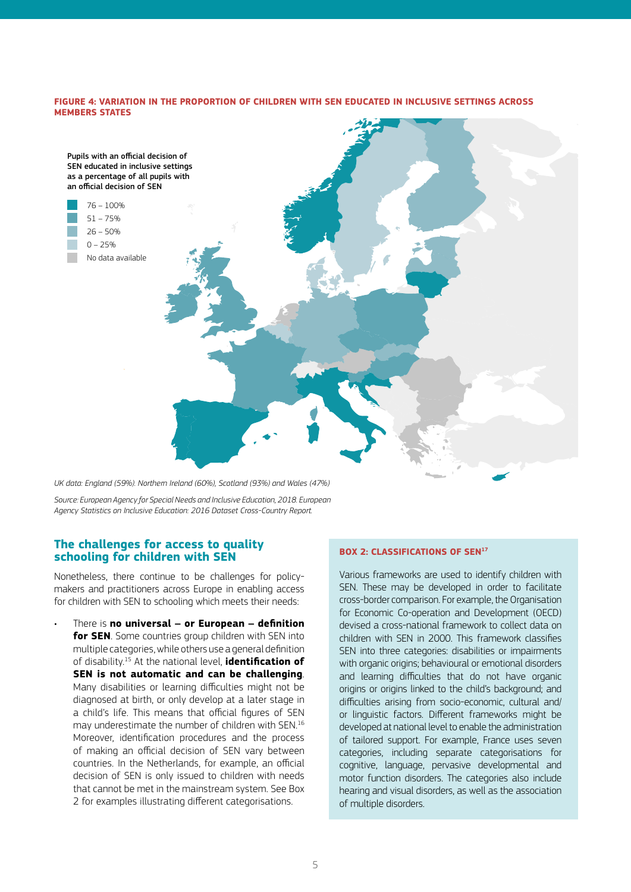**FIGURE 4: VARIATION IN THE PROPORTION OF CHILDREN WITH SEN EDUCATED IN INCLUSIVE SETTINGS ACROSS MEMBERS STATES**

Pupils with an official decision of SEN educated in inclusive settings as a percentage of all pupils with an official decision of SEN

- 76 – 100%
- 51 – 75%
- 26 – 50%
- 0 – 25%
- No data available

*UK data: England (59%). Northern Ireland (60%), Scotland (93%) and Wales (47%)*

*Source: European Agency for Special Needs and Inclusive Education, 2018. European Agency Statistics on Inclusive Education: 2016 Dataset Cross-Country Report.*

## The challenges for access to quality schooling for children with SEN

Nonetheless, there continue to be challenges for policy-makers and practitioners across Europe in enabling access for children with SEN to schooling which meets their needs:

- There is **no universal – or European – definition for SEN**. Some countries group children with SEN into multiple categories, while others use a general definition of disability.[15] At the national level, **identification of SEN is not automatic and can be challenging**. Many disabilities or learning difficulties might not be diagnosed at birth, or only develop at a later stage in a child's life. This means that official figures of SEN may underestimate the number of children with SEN.[16] Moreover, identification procedures and the process of making an official decision of SEN vary between countries. In the Netherlands, for example, an official decision of SEN is only issued to children with needs that cannot be met in the mainstream system. See Box 2 for examples illustrating different categorisations.

**BOX 2: CLASSIFICATIONS OF SEN[17]**

Various frameworks are used to identify children with SEN. These may be developed in order to facilitate cross-border comparison. For example, the Organisation for Economic Co-operation and Development (OECD) devised a cross-national framework to collect data on children with SEN in 2000. This framework classifies SEN into three categories: disabilities or impairments with organic origins; behavioural or emotional disorders and learning difficulties that do not have organic origins or origins linked to the child's background; and difficulties arising from socio-economic, cultural and/or linguistic factors. Different frameworks might be developed at national level to enable the administration of tailored support. For example, France uses seven categories, including separate categorisations for cognitive, language, pervasive developmental and motor function disorders. The categories also include hearing and visual disorders, as well as the association of multiple disorders.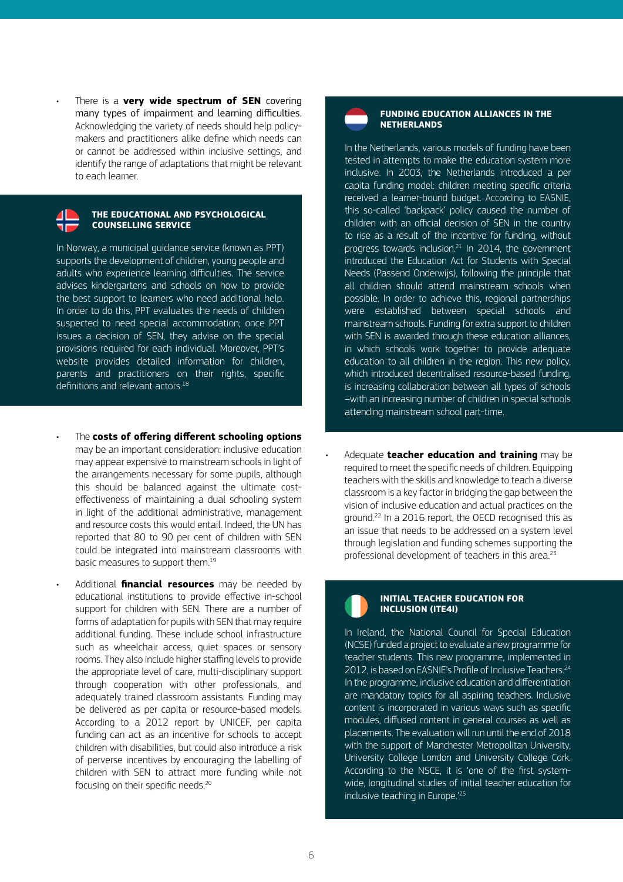- There is a **very wide spectrum of SEN** covering many types of impairment and learning difficulties. Acknowledging the variety of needs should help policy-makers and practitioners alike define which needs can or cannot be addressed within inclusive settings, and identify the range of adaptations that might be relevant to each learner.

### THE EDUCATIONAL AND PSYCHOLOGICAL COUNSELLING SERVICE

In Norway, a municipal guidance service (known as PPT) supports the development of children, young people and adults who experience learning difficulties. The service advises kindergartens and schools on how to provide the best support to learners who need additional help. In order to do this, PPT evaluates the needs of children suspected to need special accommodation; once PPT issues a decision of SEN, they advise on the special provisions required for each individual. Moreover, PPT's website provides detailed information for children, parents and practitioners on their rights, specific definitions and relevant actors.[18]

- The **costs of offering different schooling options** may be an important consideration: inclusive education may appear expensive to mainstream schools in light of the arrangements necessary for some pupils, although this should be balanced against the ultimate cost-effectiveness of maintaining a dual schooling system in light of the additional administrative, management and resource costs this would entail. Indeed, the UN has reported that 80 to 90 per cent of children with SEN could be integrated into mainstream classrooms with basic measures to support them.[19]

- Additional **financial resources** may be needed by educational institutions to provide effective in-school support for children with SEN. There are a number of forms of adaptation for pupils with SEN that may require additional funding. These include school infrastructure such as wheelchair access, quiet spaces or sensory rooms. They also include higher staffing levels to provide the appropriate level of care, multi-disciplinary support through cooperation with other professionals, and adequately trained classroom assistants. Funding may be delivered as per capita or resource-based models. According to a 2012 report by UNICEF, per capita funding can act as an incentive for schools to accept children with disabilities, but could also introduce a risk of perverse incentives by encouraging the labelling of children with SEN to attract more funding while not focusing on their specific needs.[20]

### FUNDING EDUCATION ALLIANCES IN THE NETHERLANDS

In the Netherlands, various models of funding have been tested in attempts to make the education system more inclusive. In 2003, the Netherlands introduced a per capita funding model: children meeting specific criteria received a learner-bound budget. According to EASNIE, this so-called 'backpack' policy caused the number of children with an official decision of SEN in the country to rise as a result of the incentive for funding, without progress towards inclusion.[21] In 2014, the government introduced the Education Act for Students with Special Needs (Passend Onderwijs), following the principle that all children should attend mainstream schools when possible. In order to achieve this, regional partnerships were established between special schools and mainstream schools. Funding for extra support to children with SEN is awarded through these education alliances, in which schools work together to provide adequate education to all children in the region. This new policy, which introduced decentralised resource-based funding, is increasing collaboration between all types of schools –with an increasing number of children in special schools attending mainstream school part-time.

- Adequate **teacher education and training** may be required to meet the specific needs of children. Equipping teachers with the skills and knowledge to teach a diverse classroom is a key factor in bridging the gap between the vision of inclusive education and actual practices on the ground.[22] In a 2016 report, the OECD recognised this as an issue that needs to be addressed on a system level through legislation and funding schemes supporting the professional development of teachers in this area.[23]

### INITIAL TEACHER EDUCATION FOR INCLUSION (ITE4I)

In Ireland, the National Council for Special Education (NCSE) funded a project to evaluate a new programme for teacher students. This new programme, implemented in 2012, is based on EASNIE's Profile of Inclusive Teachers.[24] In the programme, inclusive education and differentiation are mandatory topics for all aspiring teachers. Inclusive content is incorporated in various ways such as specific modules, diffused content in general courses as well as placements. The evaluation will run until the end of 2018 with the support of Manchester Metropolitan University, University College London and University College Cork. According to the NSCE, it is 'one of the first system-wide, longitudinal studies of initial teacher education for inclusive teaching in Europe.'[25]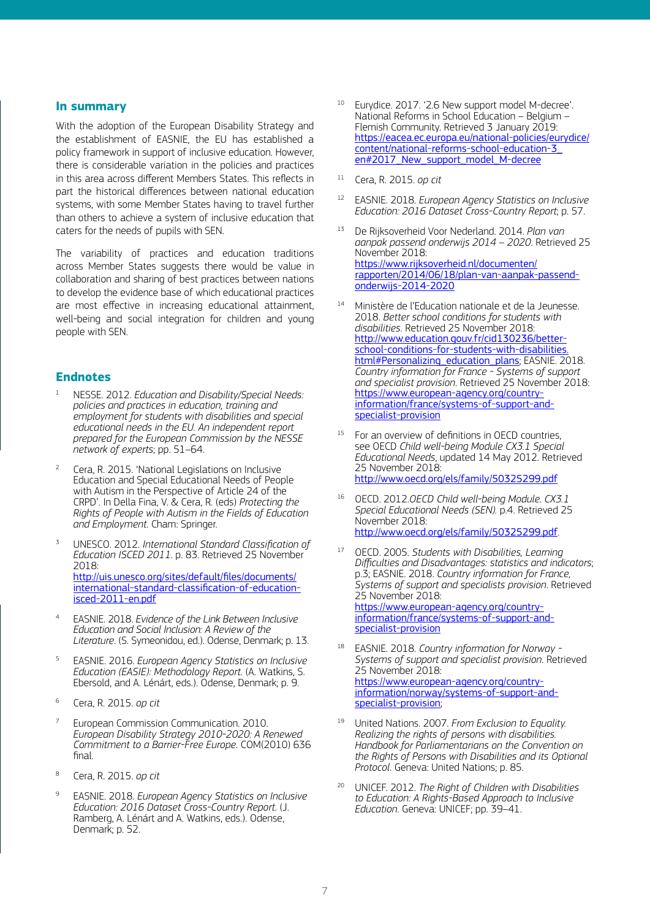## In summary

With the adoption of the European Disability Strategy and the establishment of EASNIE, the EU has established a policy framework in support of inclusive education. However, there is considerable variation in the policies and practices in this area across different Members States. This reflects in part the historical differences between national education systems, with some Member States having to travel further than others to achieve a system of inclusive education that caters for the needs of pupils with SEN.

The variability of practices and education traditions across Member States suggests there would be value in collaboration and sharing of best practices between nations to develop the evidence base of which educational practices are most effective in increasing educational attainment, well-being and social integration for children and young people with SEN.

## Endnotes

1. NESSE. 2012. *Education and Disability/Special Needs: policies and practices in education, training and employment for students with disabilities and special educational needs in the EU. An independent report prepared for the European Commission by the NESSE network of experts*; pp. 51–64.

2. Cera, R. 2015. 'National Legislations on Inclusive Education and Special Educational Needs of People with Autism in the Perspective of Article 24 of the CRPD'. In Della Fina, V. & Cera, R. (eds) *Protecting the Rights of People with Autism in the Fields of Education and Employment.* Cham: Springer.

3. UNESCO. 2012. *International Standard Classification of Education ISCED 2011*. p. 83. Retrieved 25 November 2018: http://uis.unesco.org/sites/default/files/documents/international-standard-classification-of-education-isced-2011-en.pdf

4. EASNIE. 2018. *Evidence of the Link Between Inclusive Education and Social Inclusion: A Review of the Literature.* (S. Symeonidou, ed.). Odense, Denmark; p. 13.

5. EASNIE. 2016. *European Agency Statistics on Inclusive Education (EASIE): Methodology Report.* (A. Watkins, S. Ebersold, and A. Lénárt, eds.). Odense, Denmark; p. 9.

6. Cera, R. 2015. *op cit*

7. European Commission Communication. 2010. *European Disability Strategy 2010-2020: A Renewed Commitment to a Barrier-Free Europe.* COM(2010) 636 final.

8. Cera, R. 2015. *op cit*

9. EASNIE. 2018. *European Agency Statistics on Inclusive Education: 2016 Dataset Cross-Country Report.* (J. Ramberg, A. Lénárt and A. Watkins, eds.). Odense, Denmark; p. 52.

10. Eurydice. 2017. '2.6 New support model M-decree'. National Reforms in School Education – Belgium – Flemish Community. Retrieved 3 January 2019: https://eacea.ec.europa.eu/national-policies/eurydice/content/national-reforms-school-education-3_en#2017_New_support_model_M-decree

11. Cera, R. 2015. *op cit*

12. EASNIE. 2018. *European Agency Statistics on Inclusive Education: 2016 Dataset Cross-Country Report*; p. 57.

13. De Rijksoverheid Voor Nederland. 2014. *Plan van aanpak passend onderwijs 2014 – 2020.* Retrieved 25 November 2018: https://www.rijksoverheid.nl/documenten/rapporten/2014/06/18/plan-van-aanpak-passend-onderwijs-2014-2020

14. Ministère de l'Education nationale et de la Jeunesse. 2018. *Better school conditions for students with disabilities.* Retrieved 25 November 2018: http://www.education.gouv.fr/cid130236/better-school-conditions-for-students-with-disabilities.html#Personalizing_education_plans; EASNIE. 2018. *Country information for France - Systems of support and specialist provision.* Retrieved 25 November 2018: https://www.european-agency.org/country-information/france/systems-of-support-and-specialist-provision

15. For an overview of definitions in OECD countries, see OECD *Child well-being Module CX3.1 Special Educational Needs*, updated 14 May 2012. Retrieved 25 November 2018: http://www.oecd.org/els/family/50325299.pdf

16. OECD. 2012.*OECD Child well-being Module. CX3.1 Special Educational Needs (SEN).* p.4. Retrieved 25 November 2018: http://www.oecd.org/els/family/50325299.pdf.

17. OECD. 2005. *Students with Disabilities, Learning Difficulties and Disadvantages: statistics and indicators*; p.3; EASNIE. 2018. *Country information for France, Systems of support and specialists provision.* Retrieved 25 November 2018: https://www.european-agency.org/country-information/france/systems-of-support-and-specialist-provision

18. EASNIE. 2018. *Country information for Norway - Systems of support and specialist provision.* Retrieved 25 November 2018: https://www.european-agency.org/country-information/norway/systems-of-support-and-specialist-provision;

19. United Nations. 2007. *From Exclusion to Equality. Realizing the rights of persons with disabilities. Handbook for Parliamentarians on the Convention on the Rights of Persons with Disabilities and its Optional Protocol.* Geneva: United Nations; p. 85.

20. UNICEF. 2012. *The Right of Children with Disabilities to Education: A Rights-Based Approach to Inclusive Education.* Geneva: UNICEF; pp. 39–41.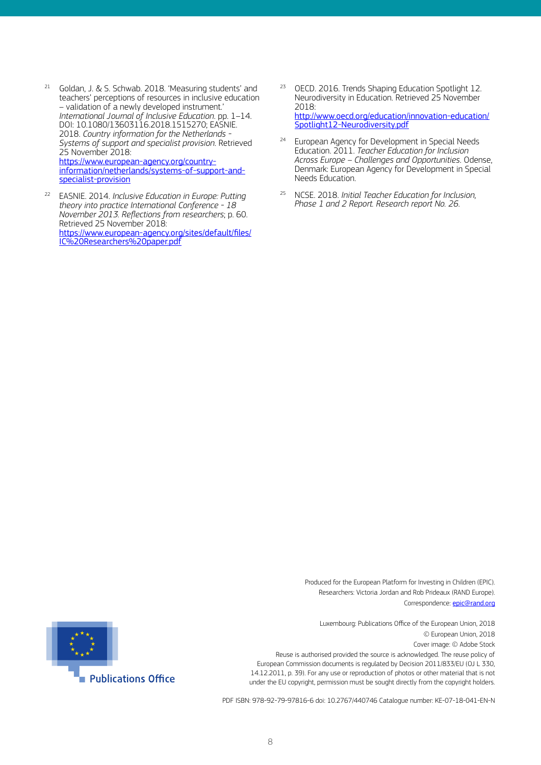[21] Goldan, J. & S. Schwab. 2018. 'Measuring students' and teachers' perceptions of resources in inclusive education – validation of a newly developed instrument.' *International Journal of Inclusive Education*. pp. 1–14. DOI: 10.1080/13603116.2018.1515270; EASNIE. 2018. *Country information for the Netherlands - Systems of support and specialist provision*. Retrieved 25 November 2018: https://www.european-agency.org/country-information/netherlands/systems-of-support-and-specialist-provision

[22] EASNIE. 2014. *Inclusive Education in Europe: Putting theory into practice International Conference - 18 November 2013. Reflections from researchers*; p. 60. Retrieved 25 November 2018: https://www.european-agency.org/sites/default/files/IC%20Researchers%20paper.pdf

[23] OECD. 2016. Trends Shaping Education Spotlight 12. Neurodiversity in Education. Retrieved 25 November 2018: http://www.oecd.org/education/innovation-education/Spotlight12-Neurodiversity.pdf

[24] European Agency for Development in Special Needs Education. 2011. *Teacher Education for Inclusion Across Europe – Challenges and Opportunities*. Odense, Denmark: European Agency for Development in Special Needs Education.

[25] NCSE. 2018. *Initial Teacher Education for Inclusion, Phase 1 and 2 Report. Research report No. 26.*

Produced for the European Platform for Investing in Children (EPIC).
Researchers: Victoria Jordan and Rob Prideaux (RAND Europe).
Correspondence: epic@rand.org

Publications Office

Luxembourg: Publications Office of the European Union, 2018
© European Union, 2018
Cover image: © Adobe Stock
Reuse is authorised provided the source is acknowledged. The reuse policy of European Commission documents is regulated by Decision 2011/833/EU (OJ L 330, 14.12.2011, p. 39). For any use or reproduction of photos or other material that is not under the EU copyright, permission must be sought directly from the copyright holders.

PDF ISBN: 978-92-79-97816-6 doi: 10.2767/440746 Catalogue number: KE-07-18-041-EN-N